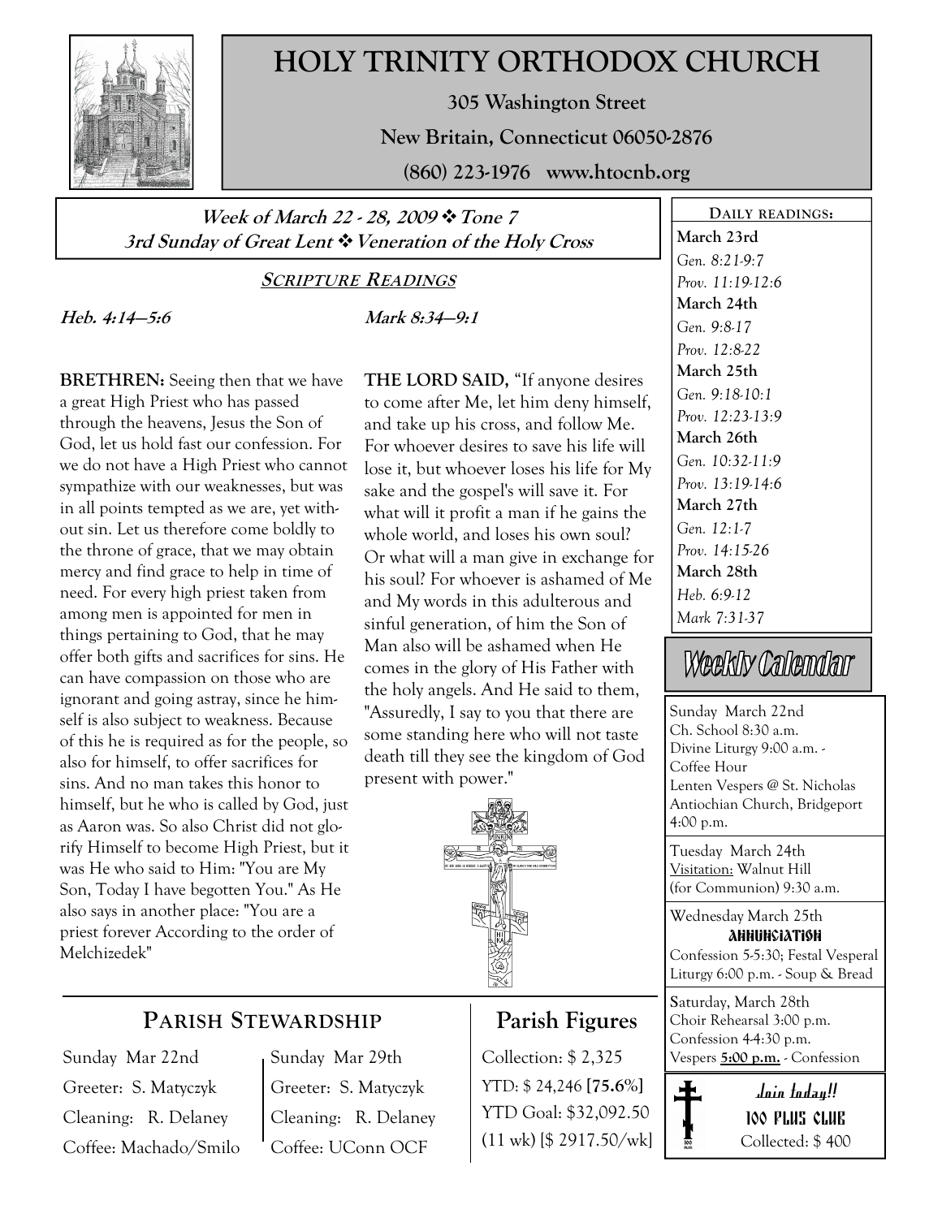# HOLY TRINITY ORTHODOX CHURCH

**305 Washington Street**

**New Britain, Connecticut 06050-2876**

**(860) 223-1976 www.htocnb.org**

***Week of March 22 - 28, 2009 ❖ Tone 7***

***3rd Sunday of Great Lent ❖ Veneration of the Holy Cross***

## SCRIPTURE READINGS

***Heb. 4:14—5:6***

**BRETHREN:** Seeing then that we have a great High Priest who has passed through the heavens, Jesus the Son of God, let us hold fast our confession. For we do not have a High Priest who cannot sympathize with our weaknesses, but was in all points tempted as we are, yet without sin. Let us therefore come boldly to the throne of grace, that we may obtain mercy and find grace to help in time of need. For every high priest taken from among men is appointed for men in things pertaining to God, that he may offer both gifts and sacrifices for sins. He can have compassion on those who are ignorant and going astray, since he himself is also subject to weakness. Because of this he is required as for the people, so also for himself, to offer sacrifices for sins. And no man takes this honor to himself, but he who is called by God, just as Aaron was. So also Christ did not glorify Himself to become High Priest, but it was He who said to Him: "You are My Son, Today I have begotten You." As He also says in another place: "You are a priest forever According to the order of Melchizedek"

***Mark 8:34—9:1***

**THE LORD SAID,** "If anyone desires to come after Me, let him deny himself, and take up his cross, and follow Me. For whoever desires to save his life will lose it, but whoever loses his life for My sake and the gospel's will save it. For what will it profit a man if he gains the whole world, and loses his own soul? Or what will a man give in exchange for his soul? For whoever is ashamed of Me and My words in this adulterous and sinful generation, of him the Son of Man also will be ashamed when He comes in the glory of His Father with the holy angels. And He said to them, "Assuredly, I say to you that there are some standing here who will not taste death till they see the kingdom of God present with power."

## PARISH STEWARDSHIP

| Sunday Mar 22nd | Sunday Mar 29th |
|---|---|
| Greeter: S. Matyczyk | Greeter: S. Matyczyk |
| Cleaning: R. Delaney | Cleaning: R. Delaney |
| Coffee: Machado/Smilo | Coffee: UConn OCF |

## Parish Figures

Collection: $ 2,325

YTD: $ 24,246 **[75.6%]**

YTD Goal: $32,092.50

(11 wk) [$ 2917.50/wk]

## DAILY READINGS:

**March 23rd**
*Gen. 8:21-9:7*
*Prov. 11:19-12:6*

**March 24th**
*Gen. 9:8-17*
*Prov. 12:8-22*

**March 25th**
*Gen. 9:18-10:1*
*Prov. 12:23-13:9*

**March 26th**
*Gen. 10:32-11:9*
*Prov. 13:19-14:6*

**March 27th**
*Gen. 12:1-7*
*Prov. 14:15-26*

**March 28th**
*Heb. 6:9-12*
*Mark 7:31-37*

## Weekly Calendar

Sunday March 22nd
Ch. School 8:30 a.m.
Divine Liturgy 9:00 a.m. - Coffee Hour
Lenten Vespers @ St. Nicholas Antiochian Church, Bridgeport 4:00 p.m.

Tuesday March 24th
Visitation: Walnut Hill (for Communion) 9:30 a.m.

Wednesday March 25th
**ANNUNCIATION**
Confession 5-5:30; Festal Vesperal Liturgy 6:00 p.m. - Soup & Bread

Saturday, March 28th
Choir Rehearsal 3:00 p.m.
Confession 4-4:30 p.m.
Vespers **5:00 p.m.** - Confession

***Join today!!***

**100 PLUS CLUB**

Collected: $ 400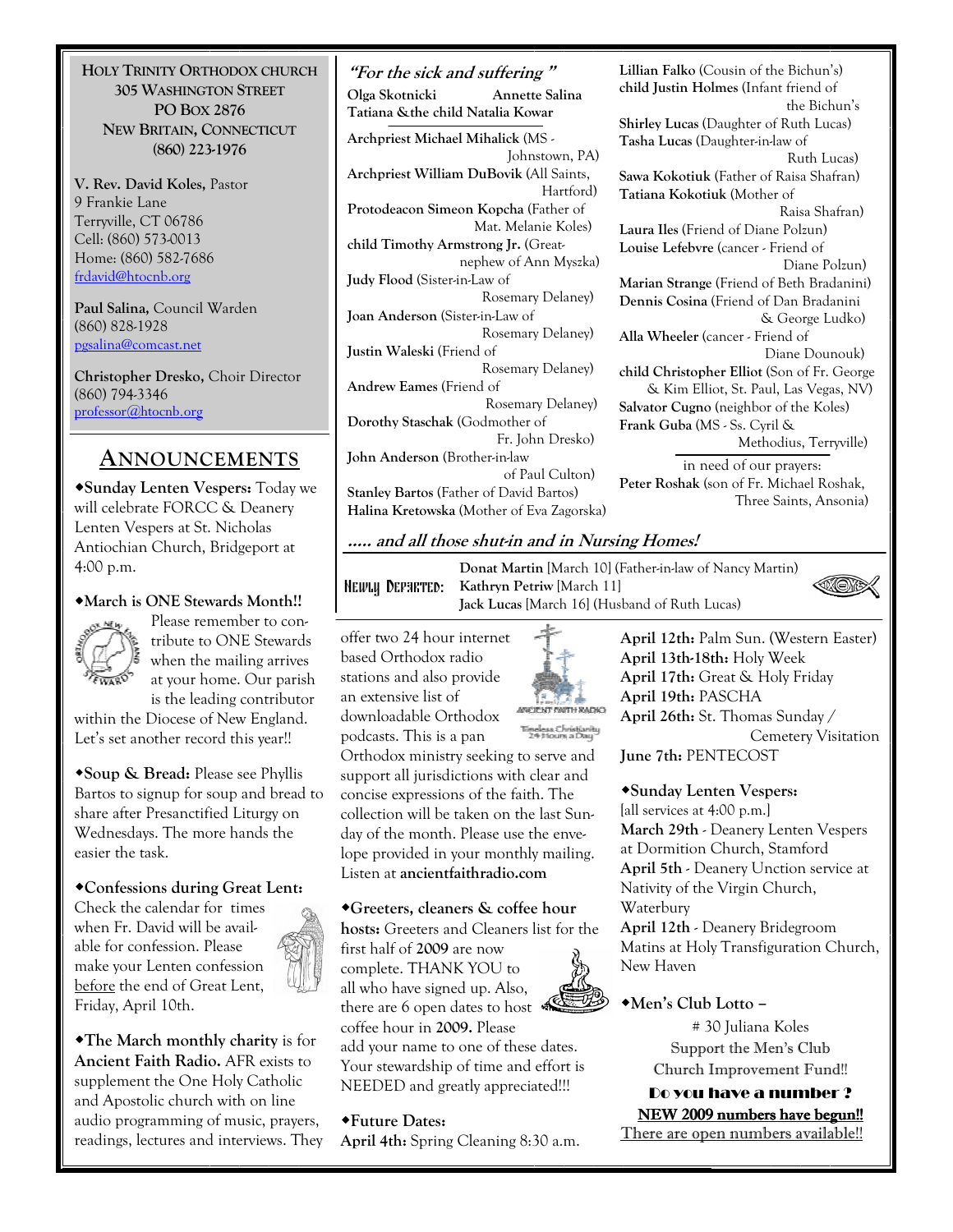**HOLY TRINITY ORTHODOX CHURCH**
**305 WASHINGTON STREET**
**PO BOX 2876**
**NEW BRITAIN, CONNECTICUT**
**(860) 223-1976**

**V. Rev. David Koles,** Pastor
9 Frankie Lane
Terryville, CT 06786
Cell: (860) 573-0013
Home: (860) 582-7686
frdavid@htocnb.org

**Paul Salina,** Council Warden
(860) 828-1928
pgsalina@comcast.net

**Christopher Dresko,** Choir Director
(860) 794-3346
professor@htocnb.org

## ANNOUNCEMENTS

◆**Sunday Lenten Vespers:** Today we will celebrate FORCC & Deanery Lenten Vespers at St. Nicholas Antiochian Church, Bridgeport at 4:00 p.m.

◆**March is ONE Stewards Month!!** Please remember to contribute to ONE Stewards when the mailing arrives at your home. Our parish is the leading contributor within the Diocese of New England. Let's set another record this year!!

◆**Soup & Bread:** Please see Phyllis Bartos to signup for soup and bread to share after Presanctified Liturgy on Wednesdays. The more hands the easier the task.

◆**Confessions during Great Lent:** Check the calendar for times when Fr. David will be available for confession. Please make your Lenten confession before the end of Great Lent, Friday, April 10th.

◆**The March monthly charity** is for **Ancient Faith Radio.** AFR exists to supplement the One Holy Catholic and Apostolic church with on line audio programming of music, prayers, readings, lectures and interviews. They offer two 24 hour internet based Orthodox radio stations and also provide an extensive list of downloadable Orthodox podcasts. This is a pan Orthodox ministry seeking to serve and support all jurisdictions with clear and concise expressions of the faith. The collection will be taken on the last Sunday of the month. Please use the envelope provided in your monthly mailing. Listen at **ancientfaithradio.com**

◆**Greeters, cleaners & coffee hour hosts:** Greeters and Cleaners list for the first half of **2009** are now complete. THANK YOU to all who have signed up. Also, there are 6 open dates to host coffee hour in **2009.** Please add your name to one of these dates. Your stewardship of time and effort is NEEDED and greatly appreciated!!!

◆**Future Dates:**
**April 4th:** Spring Cleaning 8:30 a.m.
**April 12th:** Palm Sun. (Western Easter)
**April 13th-18th:** Holy Week
**April 17th:** Great & Holy Friday
**April 19th:** PASCHA
**April 26th:** St. Thomas Sunday / Cemetery Visitation
**June 7th:** PENTECOST

◆**Sunday Lenten Vespers:**
[all services at 4:00 p.m.]
**March 29th** - Deanery Lenten Vespers at Dormition Church, Stamford
**April 5th** - Deanery Unction service at Nativity of the Virgin Church, Waterbury
**April 12th** - Deanery Bridegroom Matins at Holy Transfiguration Church, New Haven

◆**Men's Club Lotto –**
\# 30 Juliana Koles
Support the Men's Club Church Improvement Fund!!
**Do you have a number ?**
**NEW 2009 numbers have begun!!**
There are open numbers available!!

### *"For the sick and suffering"*

**Olga Skotnicki** **Annette Salina**
**Tatiana &the child Natalia Kowar**

**Archpriest Michael Mihalick** (MS - Johnstown, PA)
**Archpriest William DuBovik** (All Saints, Hartford)
**Protodeacon Simeon Kopcha** (Father of Mat. Melanie Koles)
**child Timothy Armstrong Jr.** (Great-nephew of Ann Myszka)
**Judy Flood** (Sister-in-Law of Rosemary Delaney)
**Joan Anderson** (Sister-in-Law of Rosemary Delaney)
**Justin Waleski** (Friend of Rosemary Delaney)
**Andrew Eames** (Friend of Rosemary Delaney)
**Dorothy Staschak** (Godmother of Fr. John Dresko)
**John Anderson** (Brother-in-law of Paul Culton)
**Stanley Bartos** (Father of David Bartos)
**Halina Kretowska** (Mother of Eva Zagorska)
**Lillian Falko** (Cousin of the Bichun's)
**child Justin Holmes** (Infant friend of the Bichun's
**Shirley Lucas** (Daughter of Ruth Lucas)
**Tasha Lucas** (Daughter-in-law of Ruth Lucas)
**Sawa Kokotiuk** (Father of Raisa Shafran)
**Tatiana Kokotiuk** (Mother of Raisa Shafran)
**Laura Iles** (Friend of Diane Polzun)
**Louise Lefebvre** (cancer - Friend of Diane Polzun)
**Marian Strange** (Friend of Beth Bradanini)
**Dennis Cosina** (Friend of Dan Bradanini & George Ludko)
**Alla Wheeler** (cancer - Friend of Diane Dounouk)
**child Christopher Elliot** (Son of Fr. George & Kim Elliot, St. Paul, Las Vegas, NV)
**Salvator Cugno** (neighbor of the Koles)
**Frank Guba** (MS - Ss. Cyril & Methodius, Terryville)

in need of our prayers:
**Peter Roshak** (son of Fr. Michael Roshak, Three Saints, Ansonia)

*..... and all those shut-in and in Nursing Homes!*

**Newly Departed:**
**Donat Martin** [March 10] (Father-in-law of Nancy Martin)
**Kathryn Petriw** [March 11]
**Jack Lucas** [March 16] (Husband of Ruth Lucas)